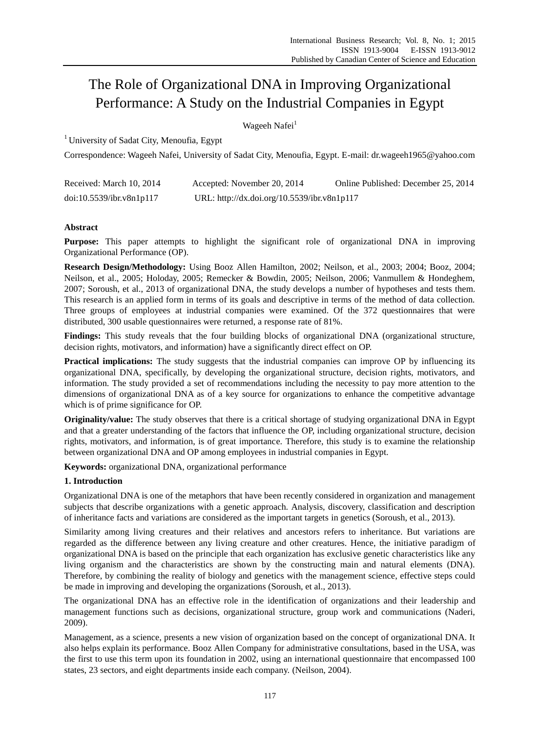# The Role of Organizational DNA in Improving Organizational Performance: A Study on the Industrial Companies in Egypt

Wageeh Nafei[1]

[1] University of Sadat City, Menoufia, Egypt

Correspondence: Wageeh Nafei, University of Sadat City, Menoufia, Egypt. E-mail: dr.wageeh1965@yahoo.com

Received: March 10, 2014  Accepted: November 20, 2014  Online Published: December 25, 2014

doi:10.5539/ibr.v8n1p117  URL: http://dx.doi.org/10.5539/ibr.v8n1p117

**Abstract**

**Purpose:** This paper attempts to highlight the significant role of organizational DNA in improving Organizational Performance (OP).

**Research Design/Methodology:** Using Booz Allen Hamilton, 2002; Neilson, et al., 2003; 2004; Booz, 2004; Neilson, et al., 2005; Holoday, 2005; Remecker & Bowdin, 2005; Neilson, 2006; Vanmullem & Hondeghem, 2007; Soroush, et al., 2013 of organizational DNA, the study develops a number of hypotheses and tests them. This research is an applied form in terms of its goals and descriptive in terms of the method of data collection. Three groups of employees at industrial companies were examined. Of the 372 questionnaires that were distributed, 300 usable questionnaires were returned, a response rate of 81%.

**Findings:** This study reveals that the four building blocks of organizational DNA (organizational structure, decision rights, motivators, and information) have a significantly direct effect on OP.

**Practical implications:** The study suggests that the industrial companies can improve OP by influencing its organizational DNA, specifically, by developing the organizational structure, decision rights, motivators, and information. The study provided a set of recommendations including the necessity to pay more attention to the dimensions of organizational DNA as of a key source for organizations to enhance the competitive advantage which is of prime significance for OP.

**Originality/value:** The study observes that there is a critical shortage of studying organizational DNA in Egypt and that a greater understanding of the factors that influence the OP, including organizational structure, decision rights, motivators, and information, is of great importance. Therefore, this study is to examine the relationship between organizational DNA and OP among employees in industrial companies in Egypt.

**Keywords:** organizational DNA, organizational performance

## 1. Introduction

Organizational DNA is one of the metaphors that have been recently considered in organization and management subjects that describe organizations with a genetic approach. Analysis, discovery, classification and description of inheritance facts and variations are considered as the important targets in genetics (Soroush, et al., 2013).

Similarity among living creatures and their relatives and ancestors refers to inheritance. But variations are regarded as the difference between any living creature and other creatures. Hence, the initiative paradigm of organizational DNA is based on the principle that each organization has exclusive genetic characteristics like any living organism and the characteristics are shown by the constructing main and natural elements (DNA). Therefore, by combining the reality of biology and genetics with the management science, effective steps could be made in improving and developing the organizations (Soroush, et al., 2013).

The organizational DNA has an effective role in the identification of organizations and their leadership and management functions such as decisions, organizational structure, group work and communications (Naderi, 2009).

Management, as a science, presents a new vision of organization based on the concept of organizational DNA. It also helps explain its performance. Booz Allen Company for administrative consultations, based in the USA, was the first to use this term upon its foundation in 2002, using an international questionnaire that encompassed 100 states, 23 sectors, and eight departments inside each company. (Neilson, 2004).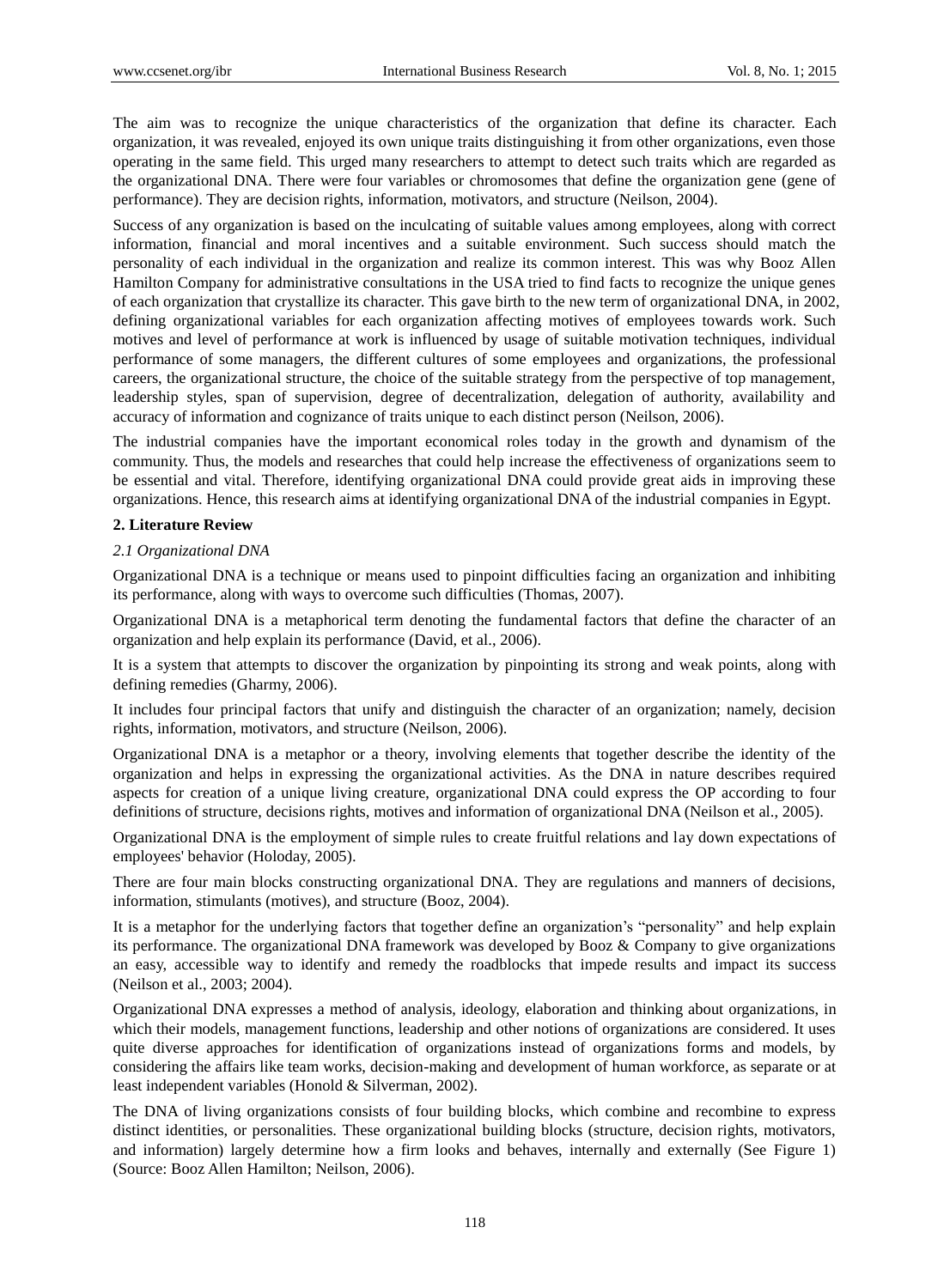The aim was to recognize the unique characteristics of the organization that define its character. Each organization, it was revealed, enjoyed its own unique traits distinguishing it from other organizations, even those operating in the same field. This urged many researchers to attempt to detect such traits which are regarded as the organizational DNA. There were four variables or chromosomes that define the organization gene (gene of performance). They are decision rights, information, motivators, and structure (Neilson, 2004).

Success of any organization is based on the inculcating of suitable values among employees, along with correct information, financial and moral incentives and a suitable environment. Such success should match the personality of each individual in the organization and realize its common interest. This was why Booz Allen Hamilton Company for administrative consultations in the USA tried to find facts to recognize the unique genes of each organization that crystallize its character. This gave birth to the new term of organizational DNA, in 2002, defining organizational variables for each organization affecting motives of employees towards work. Such motives and level of performance at work is influenced by usage of suitable motivation techniques, individual performance of some managers, the different cultures of some employees and organizations, the professional careers, the organizational structure, the choice of the suitable strategy from the perspective of top management, leadership styles, span of supervision, degree of decentralization, delegation of authority, availability and accuracy of information and cognizance of traits unique to each distinct person (Neilson, 2006).

The industrial companies have the important economical roles today in the growth and dynamism of the community. Thus, the models and researches that could help increase the effectiveness of organizations seem to be essential and vital. Therefore, identifying organizational DNA could provide great aids in improving these organizations. Hence, this research aims at identifying organizational DNA of the industrial companies in Egypt.

## 2. Literature Review

### *2.1 Organizational DNA*

Organizational DNA is a technique or means used to pinpoint difficulties facing an organization and inhibiting its performance, along with ways to overcome such difficulties (Thomas, 2007).

Organizational DNA is a metaphorical term denoting the fundamental factors that define the character of an organization and help explain its performance (David, et al., 2006).

It is a system that attempts to discover the organization by pinpointing its strong and weak points, along with defining remedies (Gharmy, 2006).

It includes four principal factors that unify and distinguish the character of an organization; namely, decision rights, information, motivators, and structure (Neilson, 2006).

Organizational DNA is a metaphor or a theory, involving elements that together describe the identity of the organization and helps in expressing the organizational activities. As the DNA in nature describes required aspects for creation of a unique living creature, organizational DNA could express the OP according to four definitions of structure, decisions rights, motives and information of organizational DNA (Neilson et al., 2005).

Organizational DNA is the employment of simple rules to create fruitful relations and lay down expectations of employees' behavior (Holoday, 2005).

There are four main blocks constructing organizational DNA. They are regulations and manners of decisions, information, stimulants (motives), and structure (Booz, 2004).

It is a metaphor for the underlying factors that together define an organization's "personality" and help explain its performance. The organizational DNA framework was developed by Booz & Company to give organizations an easy, accessible way to identify and remedy the roadblocks that impede results and impact its success (Neilson et al., 2003; 2004).

Organizational DNA expresses a method of analysis, ideology, elaboration and thinking about organizations, in which their models, management functions, leadership and other notions of organizations are considered. It uses quite diverse approaches for identification of organizations instead of organizations forms and models, by considering the affairs like team works, decision-making and development of human workforce, as separate or at least independent variables (Honold & Silverman, 2002).

The DNA of living organizations consists of four building blocks, which combine and recombine to express distinct identities, or personalities. These organizational building blocks (structure, decision rights, motivators, and information) largely determine how a firm looks and behaves, internally and externally (See Figure 1) (Source: Booz Allen Hamilton; Neilson, 2006).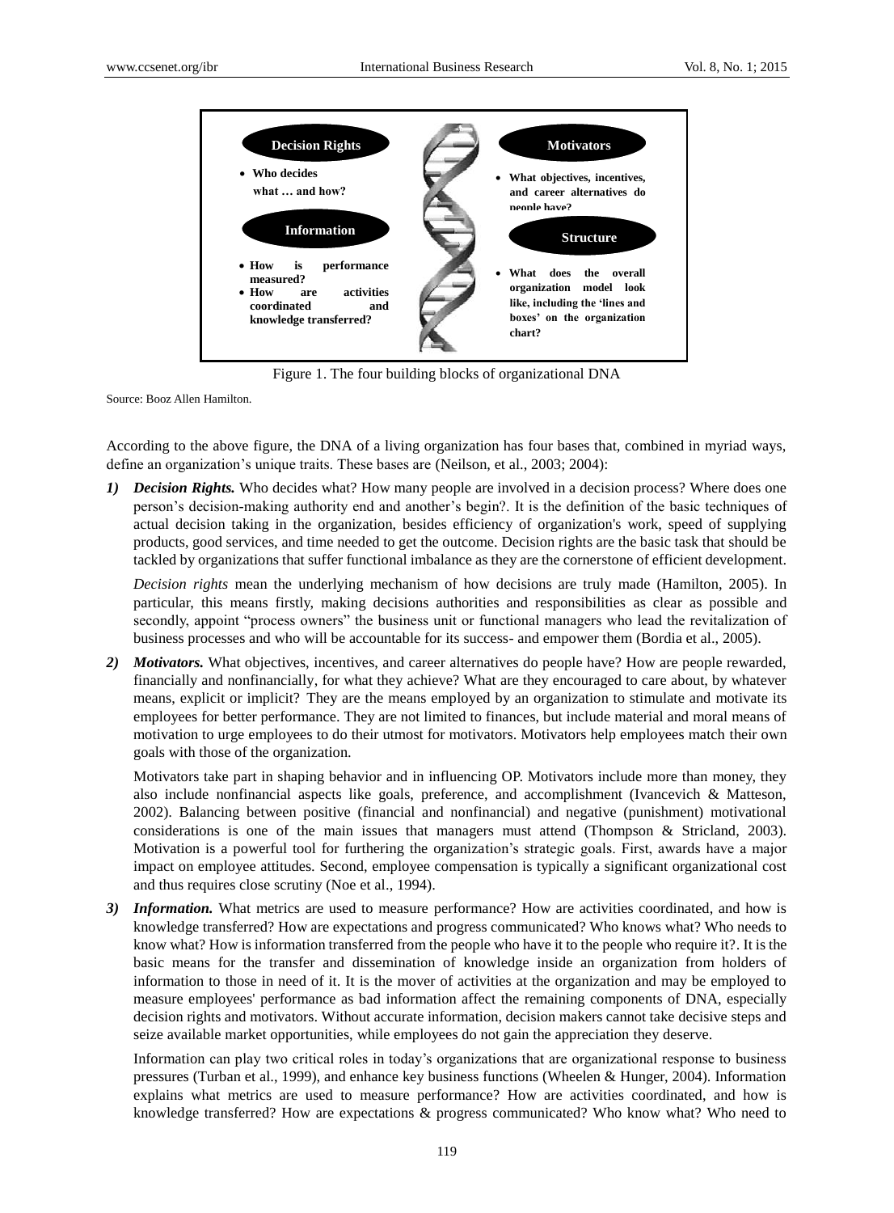**Decision Rights**

- Who decides what … and how?

**Information**

- How is performance measured?
- How are activities coordinated and knowledge transferred?

**Motivators**

- What objectives, incentives, and career alternatives do people have?

**Structure**

- What does the overall organization model look like, including the 'lines and boxes' on the organization chart?

Figure 1. The four building blocks of organizational DNA

Source: Booz Allen Hamilton.

According to the above figure, the DNA of a living organization has four bases that, combined in myriad ways, define an organization's unique traits. These bases are (Neilson, et al., 2003; 2004):

1) ***Decision Rights.*** Who decides what? How many people are involved in a decision process? Where does one person's decision-making authority end and another's begin?. It is the definition of the basic techniques of actual decision taking in the organization, besides efficiency of organization's work, speed of supplying products, good services, and time needed to get the outcome. Decision rights are the basic task that should be tackled by organizations that suffer functional imbalance as they are the cornerstone of efficient development.

   *Decision rights* mean the underlying mechanism of how decisions are truly made (Hamilton, 2005). In particular, this means firstly, making decisions authorities and responsibilities as clear as possible and secondly, appoint "process owners" the business unit or functional managers who lead the revitalization of business processes and who will be accountable for its success- and empower them (Bordia et al., 2005).

2) ***Motivators.*** What objectives, incentives, and career alternatives do people have? How are people rewarded, financially and nonfinancially, for what they achieve? What are they encouraged to care about, by whatever means, explicit or implicit? They are the means employed by an organization to stimulate and motivate its employees for better performance. They are not limited to finances, but include material and moral means of motivation to urge employees to do their utmost for motivators. Motivators help employees match their own goals with those of the organization.

   Motivators take part in shaping behavior and in influencing OP. Motivators include more than money, they also include nonfinancial aspects like goals, preference, and accomplishment (Ivancevich & Matteson, 2002). Balancing between positive (financial and nonfinancial) and negative (punishment) motivational considerations is one of the main issues that managers must attend (Thompson & Stricland, 2003). Motivation is a powerful tool for furthering the organization's strategic goals. First, awards have a major impact on employee attitudes. Second, employee compensation is typically a significant organizational cost and thus requires close scrutiny (Noe et al., 1994).

3) ***Information.*** What metrics are used to measure performance? How are activities coordinated, and how is knowledge transferred? How are expectations and progress communicated? Who knows what? Who needs to know what? How is information transferred from the people who have it to the people who require it?. It is the basic means for the transfer and dissemination of knowledge inside an organization from holders of information to those in need of it. It is the mover of activities at the organization and may be employed to measure employees' performance as bad information affect the remaining components of DNA, especially decision rights and motivators. Without accurate information, decision makers cannot take decisive steps and seize available market opportunities, while employees do not gain the appreciation they deserve.

   Information can play two critical roles in today's organizations that are organizational response to business pressures (Turban et al., 1999), and enhance key business functions (Wheelen & Hunger, 2004). Information explains what metrics are used to measure performance? How are activities coordinated, and how is knowledge transferred? How are expectations & progress communicated? Who know what? Who need to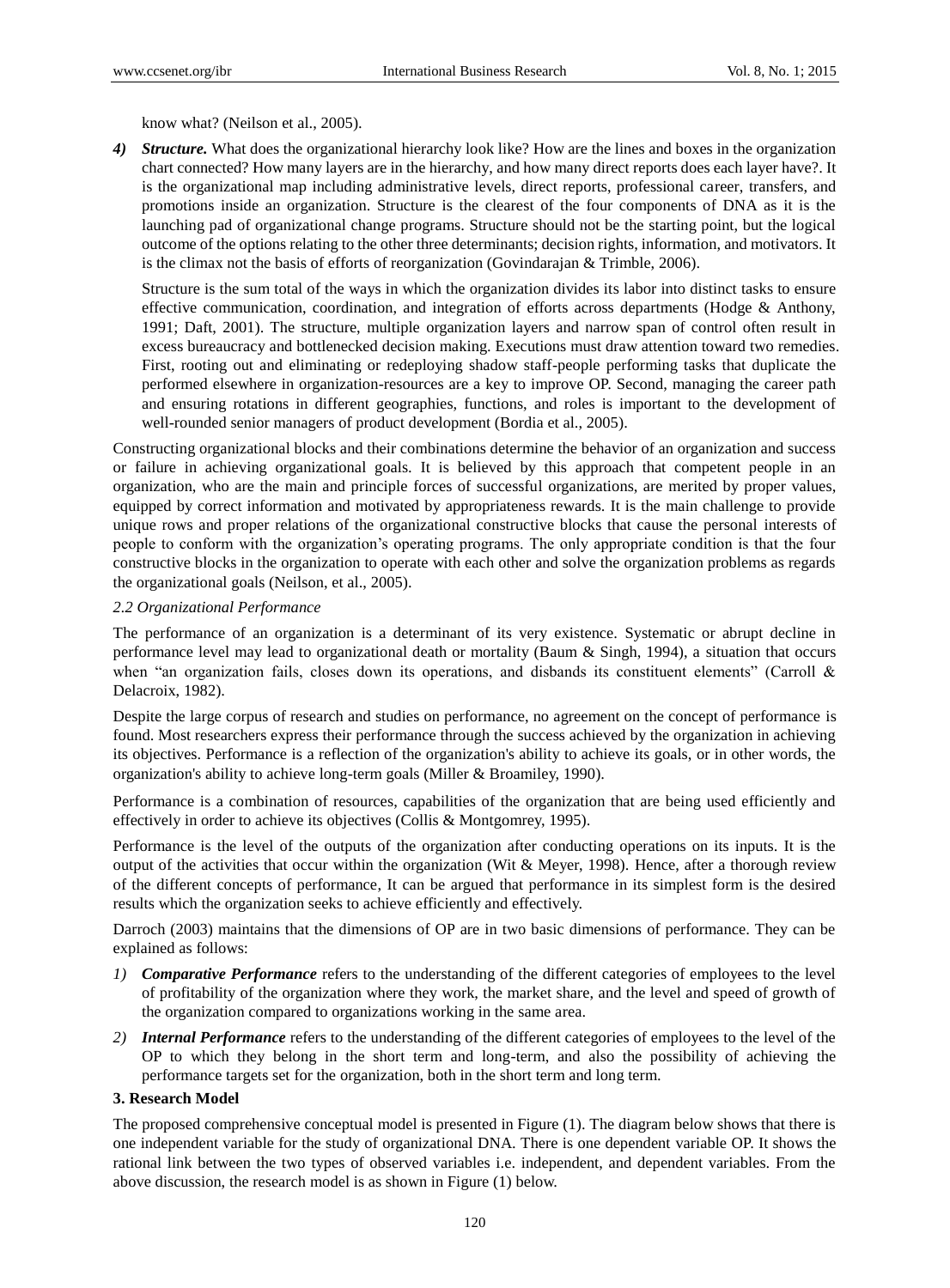know what? (Neilson et al., 2005).

4) ***Structure.*** What does the organizational hierarchy look like? How are the lines and boxes in the organization chart connected? How many layers are in the hierarchy, and how many direct reports does each layer have?. It is the organizational map including administrative levels, direct reports, professional career, transfers, and promotions inside an organization. Structure is the clearest of the four components of DNA as it is the launching pad of organizational change programs. Structure should not be the starting point, but the logical outcome of the options relating to the other three determinants; decision rights, information, and motivators. It is the climax not the basis of efforts of reorganization (Govindarajan & Trimble, 2006).

   Structure is the sum total of the ways in which the organization divides its labor into distinct tasks to ensure effective communication, coordination, and integration of efforts across departments (Hodge & Anthony, 1991; Daft, 2001). The structure, multiple organization layers and narrow span of control often result in excess bureaucracy and bottlenecked decision making. Executions must draw attention toward two remedies. First, rooting out and eliminating or redeploying shadow staff-people performing tasks that duplicate the performed elsewhere in organization-resources are a key to improve OP. Second, managing the career path and ensuring rotations in different geographies, functions, and roles is important to the development of well-rounded senior managers of product development (Bordia et al., 2005).

Constructing organizational blocks and their combinations determine the behavior of an organization and success or failure in achieving organizational goals. It is believed by this approach that competent people in an organization, who are the main and principle forces of successful organizations, are merited by proper values, equipped by correct information and motivated by appropriateness rewards. It is the main challenge to provide unique rows and proper relations of the organizational constructive blocks that cause the personal interests of people to conform with the organization's operating programs. The only appropriate condition is that the four constructive blocks in the organization to operate with each other and solve the organization problems as regards the organizational goals (Neilson, et al., 2005).

### *2.2 Organizational Performance*

The performance of an organization is a determinant of its very existence. Systematic or abrupt decline in performance level may lead to organizational death or mortality (Baum & Singh, 1994), a situation that occurs when "an organization fails, closes down its operations, and disbands its constituent elements" (Carroll & Delacroix, 1982).

Despite the large corpus of research and studies on performance, no agreement on the concept of performance is found. Most researchers express their performance through the success achieved by the organization in achieving its objectives. Performance is a reflection of the organization's ability to achieve its goals, or in other words, the organization's ability to achieve long-term goals (Miller & Broamiley, 1990).

Performance is a combination of resources, capabilities of the organization that are being used efficiently and effectively in order to achieve its objectives (Collis & Montgomrey, 1995).

Performance is the level of the outputs of the organization after conducting operations on its inputs. It is the output of the activities that occur within the organization (Wit & Meyer, 1998). Hence, after a thorough review of the different concepts of performance, It can be argued that performance in its simplest form is the desired results which the organization seeks to achieve efficiently and effectively.

Darroch (2003) maintains that the dimensions of OP are in two basic dimensions of performance. They can be explained as follows:

1) ***Comparative Performance*** refers to the understanding of the different categories of employees to the level of profitability of the organization where they work, the market share, and the level and speed of growth of the organization compared to organizations working in the same area.

2) ***Internal Performance*** refers to the understanding of the different categories of employees to the level of the OP to which they belong in the short term and long-term, and also the possibility of achieving the performance targets set for the organization, both in the short term and long term.

## 3. Research Model

The proposed comprehensive conceptual model is presented in Figure (1). The diagram below shows that there is one independent variable for the study of organizational DNA. There is one dependent variable OP. It shows the rational link between the two types of observed variables i.e. independent, and dependent variables. From the above discussion, the research model is as shown in Figure (1) below.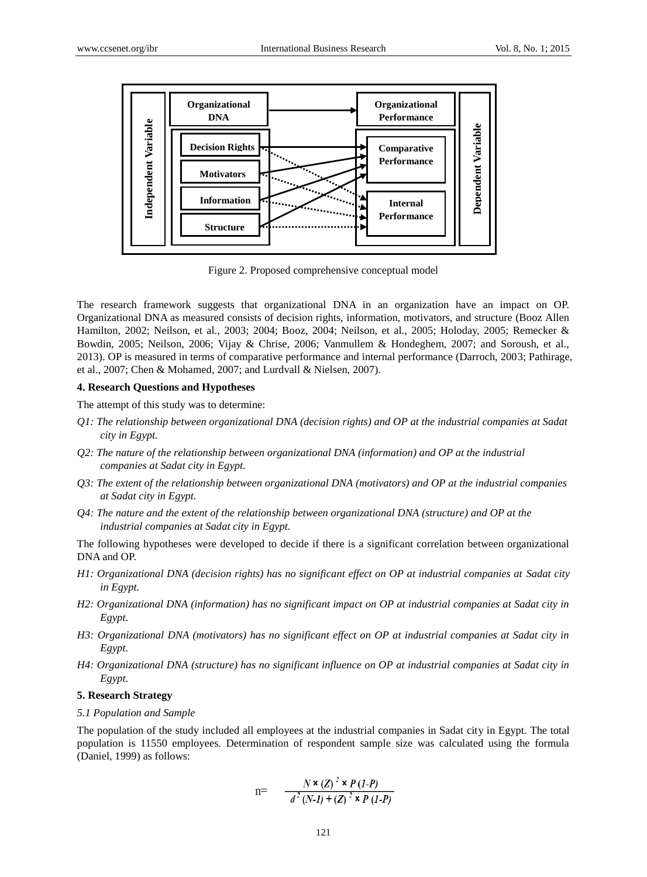Figure 2. Proposed comprehensive conceptual model

The research framework suggests that organizational DNA in an organization have an impact on OP. Organizational DNA as measured consists of decision rights, information, motivators, and structure (Booz Allen Hamilton, 2002; Neilson, et al., 2003; 2004; Booz, 2004; Neilson, et al., 2005; Holoday, 2005; Remecker & Bowdin, 2005; Neilson, 2006; Vijay & Chrise, 2006; Vanmullem & Hondeghem, 2007; and Soroush, et al., 2013). OP is measured in terms of comparative performance and internal performance (Darroch, 2003; Pathirage, et al., 2007; Chen & Mohamed, 2007; and Lurdvall & Nielsen, 2007).

**4. Research Questions and Hypotheses**

The attempt of this study was to determine:

*Q1: The relationship between organizational DNA (decision rights) and OP at the industrial companies at Sadat city in Egypt.*

*Q2: The nature of the relationship between organizational DNA (information) and OP at the industrial companies at Sadat city in Egypt.*

*Q3: The extent of the relationship between organizational DNA (motivators) and OP at the industrial companies at Sadat city in Egypt.*

*Q4: The nature and the extent of the relationship between organizational DNA (structure) and OP at the industrial companies at Sadat city in Egypt.*

The following hypotheses were developed to decide if there is a significant correlation between organizational DNA and OP.

*H1: Organizational DNA (decision rights) has no significant effect on OP at industrial companies at Sadat city in Egypt.*

*H2: Organizational DNA (information) has no significant impact on OP at industrial companies at Sadat city in Egypt.*

*H3: Organizational DNA (motivators) has no significant effect on OP at industrial companies at Sadat city in Egypt.*

*H4: Organizational DNA (structure) has no significant influence on OP at industrial companies at Sadat city in Egypt.*

**5. Research Strategy**

*5.1 Population and Sample*

The population of the study included all employees at the industrial companies in Sadat city in Egypt. The total population is 11550 employees. Determination of respondent sample size was calculated using the formula (Daniel, 1999) as follows:

$$n = \frac{N \times (Z)^2 \times P(1-P)}{d^2 (N-1) + (Z)^2 \times P(1-P)}$$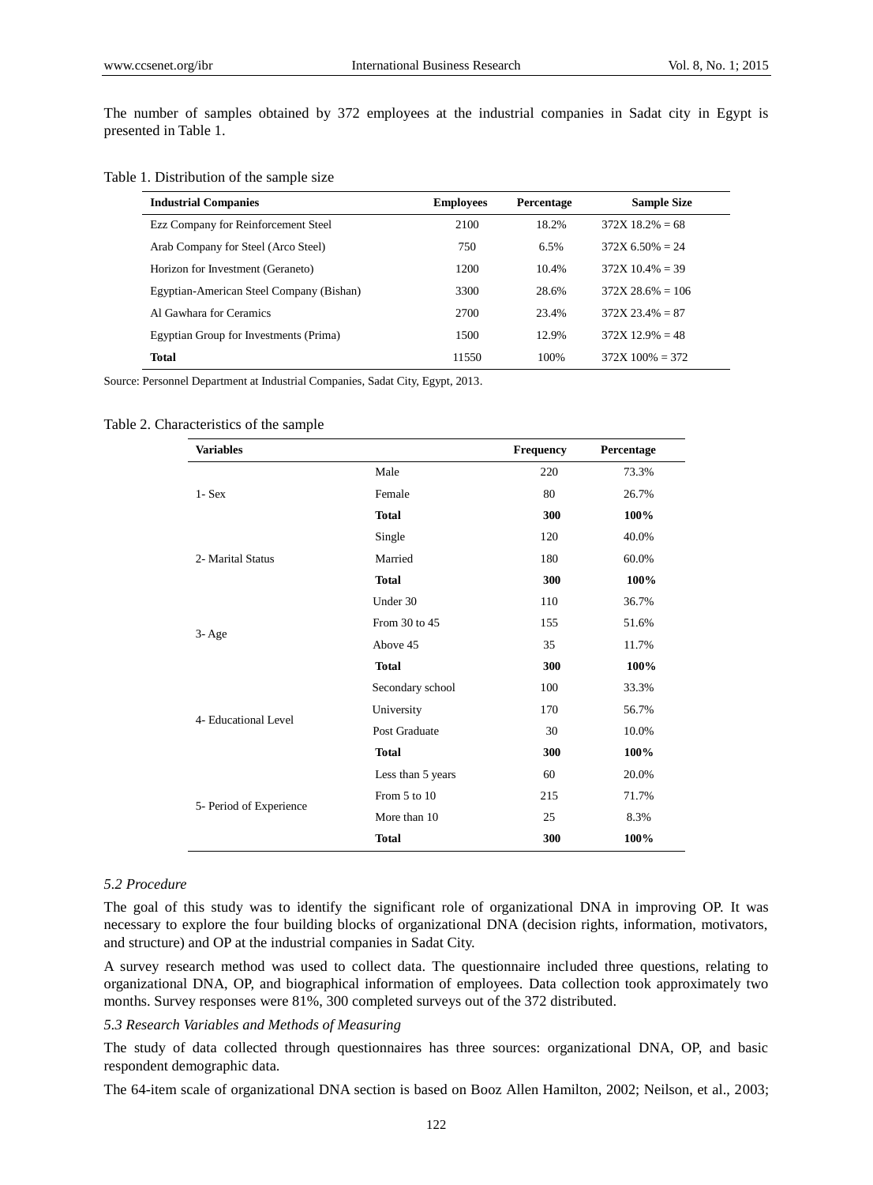The number of samples obtained by 372 employees at the industrial companies in Sadat city in Egypt is presented in Table 1.

Table 1. Distribution of the sample size

| Industrial Companies | Employees | Percentage | Sample Size |
|---|---|---|---|
| Ezz Company for Reinforcement Steel | 2100 | 18.2% | 372X 18.2% = 68 |
| Arab Company for Steel (Arco Steel) | 750 | 6.5% | 372X 6.50% = 24 |
| Horizon for Investment (Geraneto) | 1200 | 10.4% | 372X 10.4% = 39 |
| Egyptian-American Steel Company (Bishan) | 3300 | 28.6% | 372X 28.6% = 106 |
| Al Gawhara for Ceramics | 2700 | 23.4% | 372X 23.4% = 87 |
| Egyptian Group for Investments (Prima) | 1500 | 12.9% | 372X 12.9% = 48 |
| **Total** | 11550 | 100% | 372X 100% = 372 |

Source: Personnel Department at Industrial Companies, Sadat City, Egypt, 2013.

Table 2. Characteristics of the sample

| Variables | | Frequency | Percentage |
|---|---|---|---|
| 1- Sex | Male | 220 | 73.3% |
| | Female | 80 | 26.7% |
| | **Total** | **300** | **100%** |
| 2- Marital Status | Single | 120 | 40.0% |
| | Married | 180 | 60.0% |
| | **Total** | **300** | **100%** |
| 3- Age | Under 30 | 110 | 36.7% |
| | From 30 to 45 | 155 | 51.6% |
| | Above 45 | 35 | 11.7% |
| | **Total** | **300** | **100%** |
| 4- Educational Level | Secondary school | 100 | 33.3% |
| | University | 170 | 56.7% |
| | Post Graduate | 30 | 10.0% |
| | **Total** | **300** | **100%** |
| 5- Period of Experience | Less than 5 years | 60 | 20.0% |
| | From 5 to 10 | 215 | 71.7% |
| | More than 10 | 25 | 8.3% |
| | **Total** | **300** | **100%** |

*5.2 Procedure*

The goal of this study was to identify the significant role of organizational DNA in improving OP. It was necessary to explore the four building blocks of organizational DNA (decision rights, information, motivators, and structure) and OP at the industrial companies in Sadat City.

A survey research method was used to collect data. The questionnaire included three questions, relating to organizational DNA, OP, and biographical information of employees. Data collection took approximately two months. Survey responses were 81%, 300 completed surveys out of the 372 distributed.

*5.3 Research Variables and Methods of Measuring*

The study of data collected through questionnaires has three sources: organizational DNA, OP, and basic respondent demographic data.

The 64-item scale of organizational DNA section is based on Booz Allen Hamilton, 2002; Neilson, et al., 2003;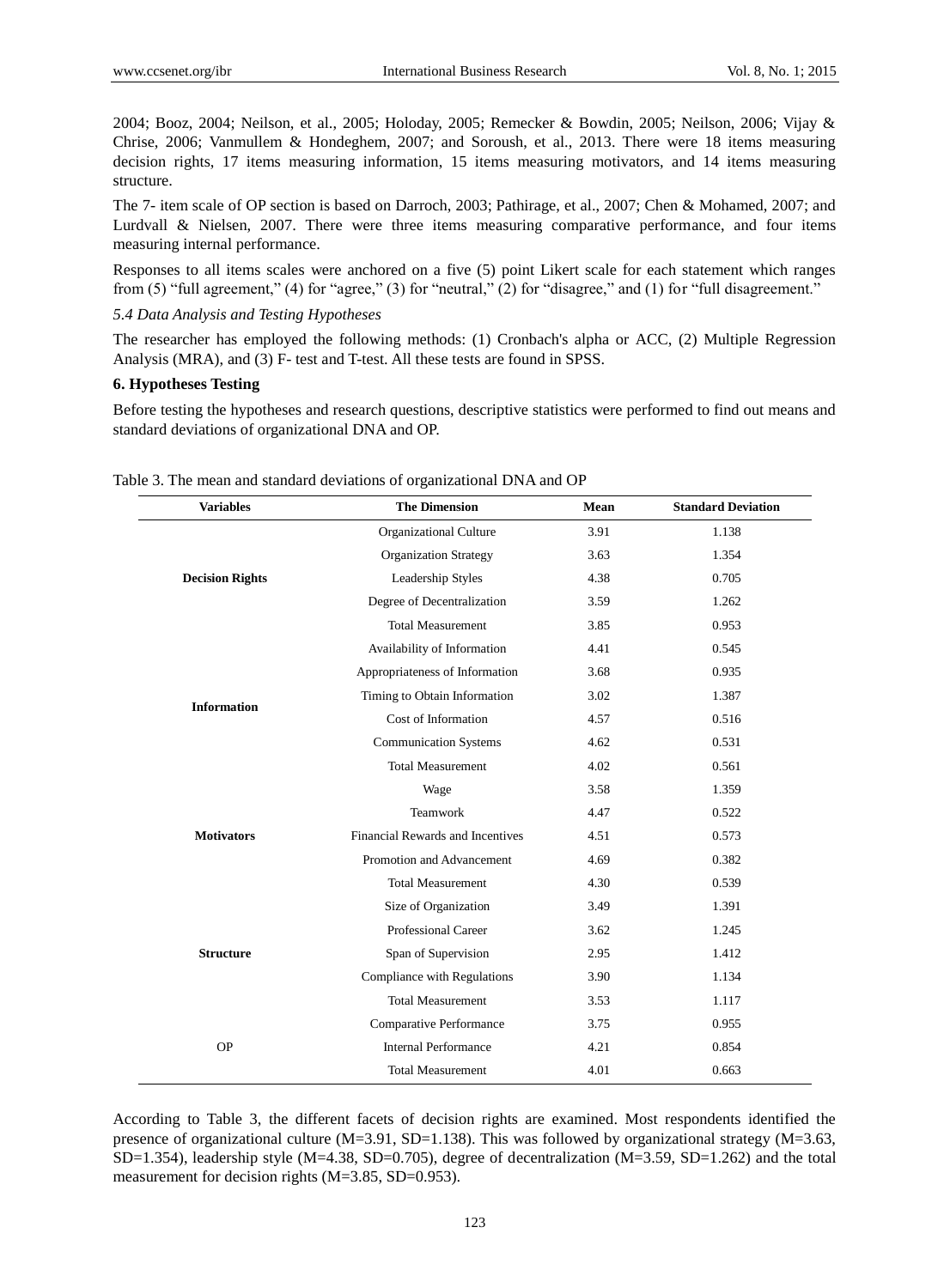2004; Booz, 2004; Neilson, et al., 2005; Holoday, 2005; Remecker & Bowdin, 2005; Neilson, 2006; Vijay & Chrise, 2006; Vanmullem & Hondeghem, 2007; and Soroush, et al., 2013. There were 18 items measuring decision rights, 17 items measuring information, 15 items measuring motivators, and 14 items measuring structure.

The 7- item scale of OP section is based on Darroch, 2003; Pathirage, et al., 2007; Chen & Mohamed, 2007; and Lurdvall & Nielsen, 2007. There were three items measuring comparative performance, and four items measuring internal performance.

Responses to all items scales were anchored on a five (5) point Likert scale for each statement which ranges from (5) "full agreement," (4) for "agree," (3) for "neutral," (2) for "disagree," and (1) for "full disagreement."

*5.4 Data Analysis and Testing Hypotheses*

The researcher has employed the following methods: (1) Cronbach's alpha or ACC, (2) Multiple Regression Analysis (MRA), and (3) F- test and T-test. All these tests are found in SPSS.

## 6. Hypotheses Testing

Before testing the hypotheses and research questions, descriptive statistics were performed to find out means and standard deviations of organizational DNA and OP.

Table 3. The mean and standard deviations of organizational DNA and OP

| Variables | The Dimension | Mean | Standard Deviation |
|---|---|---|---|
| Decision Rights | Organizational Culture | 3.91 | 1.138 |
| | Organization Strategy | 3.63 | 1.354 |
| | Leadership Styles | 4.38 | 0.705 |
| | Degree of Decentralization | 3.59 | 1.262 |
| | Total Measurement | 3.85 | 0.953 |
| Information | Availability of Information | 4.41 | 0.545 |
| | Appropriateness of Information | 3.68 | 0.935 |
| | Timing to Obtain Information | 3.02 | 1.387 |
| | Cost of Information | 4.57 | 0.516 |
| | Communication Systems | 4.62 | 0.531 |
| | Total Measurement | 4.02 | 0.561 |
| Motivators | Wage | 3.58 | 1.359 |
| | Teamwork | 4.47 | 0.522 |
| | Financial Rewards and Incentives | 4.51 | 0.573 |
| | Promotion and Advancement | 4.69 | 0.382 |
| | Total Measurement | 4.30 | 0.539 |
| Structure | Size of Organization | 3.49 | 1.391 |
| | Professional Career | 3.62 | 1.245 |
| | Span of Supervision | 2.95 | 1.412 |
| | Compliance with Regulations | 3.90 | 1.134 |
| | Total Measurement | 3.53 | 1.117 |
| OP | Comparative Performance | 3.75 | 0.955 |
| | Internal Performance | 4.21 | 0.854 |
| | Total Measurement | 4.01 | 0.663 |

According to Table 3, the different facets of decision rights are examined. Most respondents identified the presence of organizational culture (M=3.91, SD=1.138). This was followed by organizational strategy (M=3.63, SD=1.354), leadership style (M=4.38, SD=0.705), degree of decentralization (M=3.59, SD=1.262) and the total measurement for decision rights (M=3.85, SD=0.953).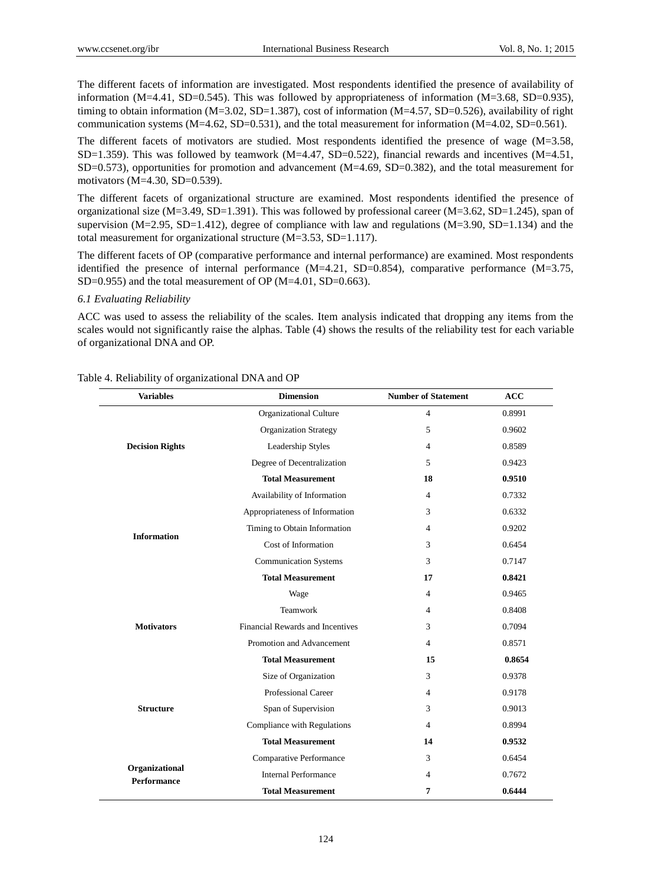The different facets of information are investigated. Most respondents identified the presence of availability of information (M=4.41, SD=0.545). This was followed by appropriateness of information (M=3.68, SD=0.935), timing to obtain information (M=3.02, SD=1.387), cost of information (M=4.57, SD=0.526), availability of right communication systems (M=4.62, SD=0.531), and the total measurement for information (M=4.02, SD=0.561).

The different facets of motivators are studied. Most respondents identified the presence of wage (M=3.58, SD=1.359). This was followed by teamwork (M=4.47, SD=0.522), financial rewards and incentives (M=4.51, SD=0.573), opportunities for promotion and advancement (M=4.69, SD=0.382), and the total measurement for motivators (M=4.30, SD=0.539).

The different facets of organizational structure are examined. Most respondents identified the presence of organizational size (M=3.49, SD=1.391). This was followed by professional career (M=3.62, SD=1.245), span of supervision (M=2.95, SD=1.412), degree of compliance with law and regulations (M=3.90, SD=1.134) and the total measurement for organizational structure (M=3.53, SD=1.117).

The different facets of OP (comparative performance and internal performance) are examined. Most respondents identified the presence of internal performance (M=4.21, SD=0.854), comparative performance (M=3.75, SD=0.955) and the total measurement of OP (M=4.01, SD=0.663).

### *6.1 Evaluating Reliability*

ACC was used to assess the reliability of the scales. Item analysis indicated that dropping any items from the scales would not significantly raise the alphas. Table (4) shows the results of the reliability test for each variable of organizational DNA and OP.

Table 4. Reliability of organizational DNA and OP

| Variables | Dimension | Number of Statement | ACC |
|---|---|---|---|
| **Decision Rights** | Organizational Culture | 4 | 0.8991 |
| | Organization Strategy | 5 | 0.9602 |
| | Leadership Styles | 4 | 0.8589 |
| | Degree of Decentralization | 5 | 0.9423 |
| | **Total Measurement** | **18** | **0.9510** |
| **Information** | Availability of Information | 4 | 0.7332 |
| | Appropriateness of Information | 3 | 0.6332 |
| | Timing to Obtain Information | 4 | 0.9202 |
| | Cost of Information | 3 | 0.6454 |
| | Communication Systems | 3 | 0.7147 |
| | **Total Measurement** | **17** | **0.8421** |
| **Motivators** | Wage | 4 | 0.9465 |
| | Teamwork | 4 | 0.8408 |
| | Financial Rewards and Incentives | 3 | 0.7094 |
| | Promotion and Advancement | 4 | 0.8571 |
| | **Total Measurement** | **15** | **0.8654** |
| **Structure** | Size of Organization | 3 | 0.9378 |
| | Professional Career | 4 | 0.9178 |
| | Span of Supervision | 3 | 0.9013 |
| | Compliance with Regulations | 4 | 0.8994 |
| | **Total Measurement** | **14** | **0.9532** |
| **Organizational Performance** | Comparative Performance | 3 | 0.6454 |
| | Internal Performance | 4 | 0.7672 |
| | **Total Measurement** | **7** | **0.6444** |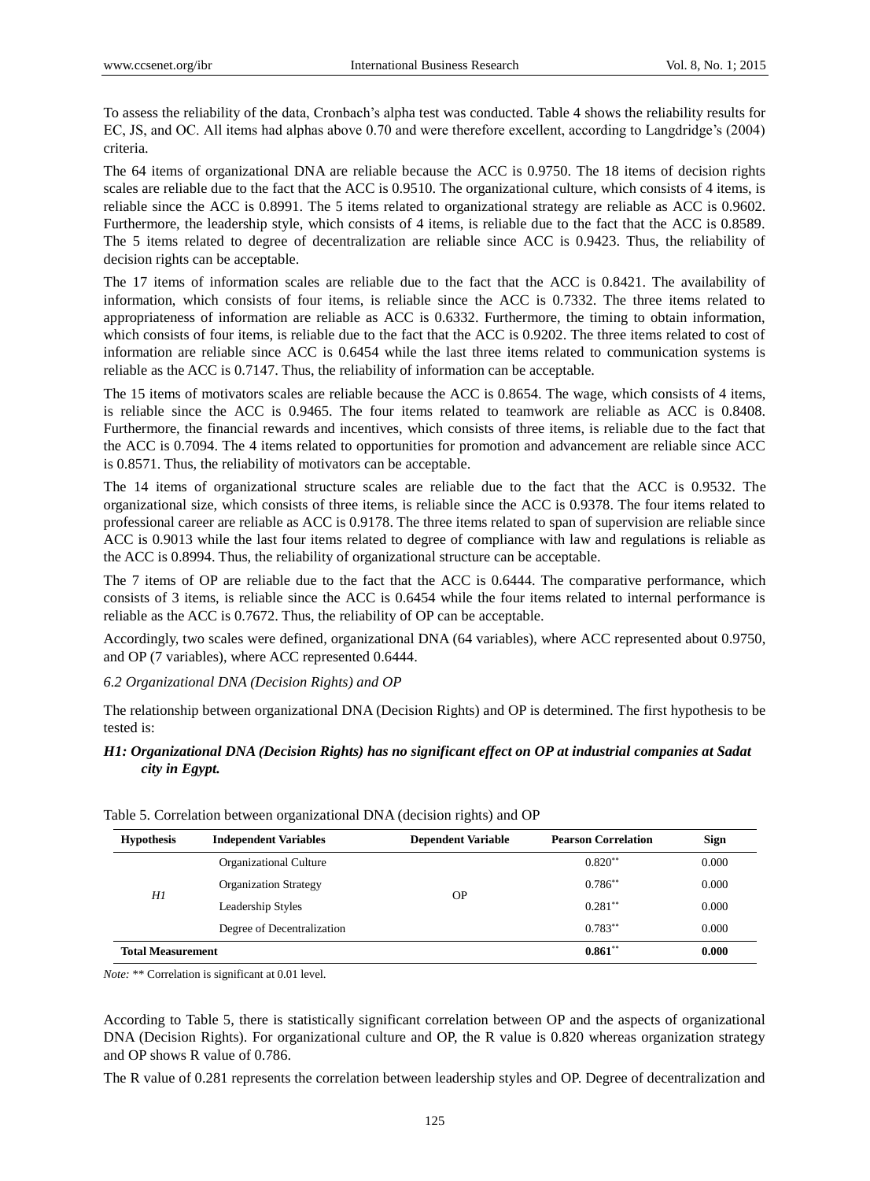To assess the reliability of the data, Cronbach's alpha test was conducted. Table 4 shows the reliability results for EC, JS, and OC. All items had alphas above 0.70 and were therefore excellent, according to Langdridge's (2004) criteria.

The 64 items of organizational DNA are reliable because the ACC is 0.9750. The 18 items of decision rights scales are reliable due to the fact that the ACC is 0.9510. The organizational culture, which consists of 4 items, is reliable since the ACC is 0.8991. The 5 items related to organizational strategy are reliable as ACC is 0.9602. Furthermore, the leadership style, which consists of 4 items, is reliable due to the fact that the ACC is 0.8589. The 5 items related to degree of decentralization are reliable since ACC is 0.9423. Thus, the reliability of decision rights can be acceptable.

The 17 items of information scales are reliable due to the fact that the ACC is 0.8421. The availability of information, which consists of four items, is reliable since the ACC is 0.7332. The three items related to appropriateness of information are reliable as ACC is 0.6332. Furthermore, the timing to obtain information, which consists of four items, is reliable due to the fact that the ACC is 0.9202. The three items related to cost of information are reliable since ACC is 0.6454 while the last three items related to communication systems is reliable as the ACC is 0.7147. Thus, the reliability of information can be acceptable.

The 15 items of motivators scales are reliable because the ACC is 0.8654. The wage, which consists of 4 items, is reliable since the ACC is 0.9465. The four items related to teamwork are reliable as ACC is 0.8408. Furthermore, the financial rewards and incentives, which consists of three items, is reliable due to the fact that the ACC is 0.7094. The 4 items related to opportunities for promotion and advancement are reliable since ACC is 0.8571. Thus, the reliability of motivators can be acceptable.

The 14 items of organizational structure scales are reliable due to the fact that the ACC is 0.9532. The organizational size, which consists of three items, is reliable since the ACC is 0.9378. The four items related to professional career are reliable as ACC is 0.9178. The three items related to span of supervision are reliable since ACC is 0.9013 while the last four items related to degree of compliance with law and regulations is reliable as the ACC is 0.8994. Thus, the reliability of organizational structure can be acceptable.

The 7 items of OP are reliable due to the fact that the ACC is 0.6444. The comparative performance, which consists of 3 items, is reliable since the ACC is 0.6454 while the four items related to internal performance is reliable as the ACC is 0.7672. Thus, the reliability of OP can be acceptable.

Accordingly, two scales were defined, organizational DNA (64 variables), where ACC represented about 0.9750, and OP (7 variables), where ACC represented 0.6444.

### *6.2 Organizational DNA (Decision Rights) and OP*

The relationship between organizational DNA (Decision Rights) and OP is determined. The first hypothesis to be tested is:

***H1: Organizational DNA (Decision Rights) has no significant effect on OP at industrial companies at Sadat city in Egypt.***

Table 5. Correlation between organizational DNA (decision rights) and OP

| Hypothesis | Independent Variables | Dependent Variable | Pearson Correlation | Sign |
|---|---|---|---|---|
| *H1* | Organizational Culture | OP | 0.820** | 0.000 |
| | Organization Strategy | | 0.786** | 0.000 |
| | Leadership Styles | | 0.281** | 0.000 |
| | Degree of Decentralization | | 0.783** | 0.000 |
| **Total Measurement** | | | **0.861**** | **0.000** |

*Note:* ** Correlation is significant at 0.01 level.

According to Table 5, there is statistically significant correlation between OP and the aspects of organizational DNA (Decision Rights). For organizational culture and OP, the R value is 0.820 whereas organization strategy and OP shows R value of 0.786.

The R value of 0.281 represents the correlation between leadership styles and OP. Degree of decentralization and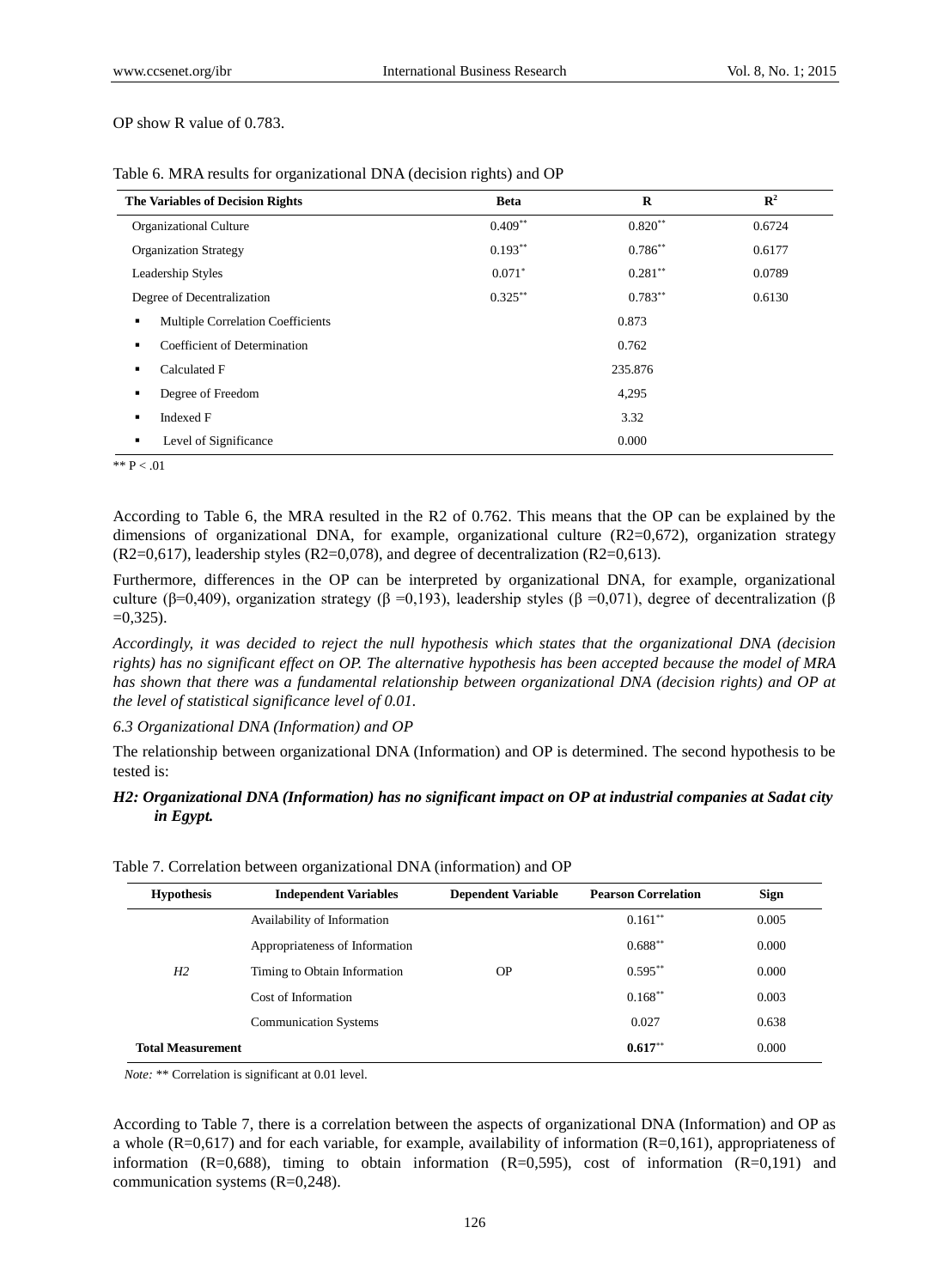OP show R value of 0.783.

Table 6. MRA results for organizational DNA (decision rights) and OP

| The Variables of Decision Rights | Beta | R | $R^2$ |
|---|---|---|---|
| Organizational Culture | $0.409^{**}$ | $0.820^{**}$ | 0.6724 |
| Organization Strategy | $0.193^{**}$ | $0.786^{**}$ | 0.6177 |
| Leadership Styles | $0.071^{*}$ | $0.281^{**}$ | 0.0789 |
| Degree of Decentralization | $0.325^{**}$ | $0.783^{**}$ | 0.6130 |
| ▪ Multiple Correlation Coefficients | | 0.873 | |
| ▪ Coefficient of Determination | | 0.762 | |
| ▪ Calculated F | | 235.876 | |
| ▪ Degree of Freedom | | 4,295 | |
| ▪ Indexed F | | 3.32 | |
| ▪ Level of Significance | | 0.000 | |

** P < .01

According to Table 6, the MRA resulted in the R2 of 0.762. This means that the OP can be explained by the dimensions of organizational DNA, for example, organizational culture (R2=0,672), organization strategy (R2=0,617), leadership styles (R2=0,078), and degree of decentralization (R2=0,613).

Furthermore, differences in the OP can be interpreted by organizational DNA, for example, organizational culture (β=0,409), organization strategy (β =0,193), leadership styles (β =0,071), degree of decentralization (β =0,325).

*Accordingly, it was decided to reject the null hypothesis which states that the organizational DNA (decision rights) has no significant effect on OP. The alternative hypothesis has been accepted because the model of MRA has shown that there was a fundamental relationship between organizational DNA (decision rights) and OP at the level of statistical significance level of 0.01.*

### *6.3 Organizational DNA (Information) and OP*

The relationship between organizational DNA (Information) and OP is determined. The second hypothesis to be tested is:

***H2: Organizational DNA (Information) has no significant impact on OP at industrial companies at Sadat city in Egypt.***

Table 7. Correlation between organizational DNA (information) and OP

| Hypothesis | Independent Variables | Dependent Variable | Pearson Correlation | Sign |
|---|---|---|---|---|
| | Availability of Information | | $0.161^{**}$ | 0.005 |
| | Appropriateness of Information | | $0.688^{**}$ | 0.000 |
| *H2* | Timing to Obtain Information | OP | $0.595^{**}$ | 0.000 |
| | Cost of Information | | $0.168^{**}$ | 0.003 |
| | Communication Systems | | 0.027 | 0.638 |
| **Total Measurement** | | | $\mathbf{0.617}^{**}$ | 0.000 |

*Note:* ** Correlation is significant at 0.01 level.

According to Table 7, there is a correlation between the aspects of organizational DNA (Information) and OP as a whole (R=0,617) and for each variable, for example, availability of information (R=0,161), appropriateness of information (R=0,688), timing to obtain information (R=0,595), cost of information (R=0,191) and communication systems (R=0,248).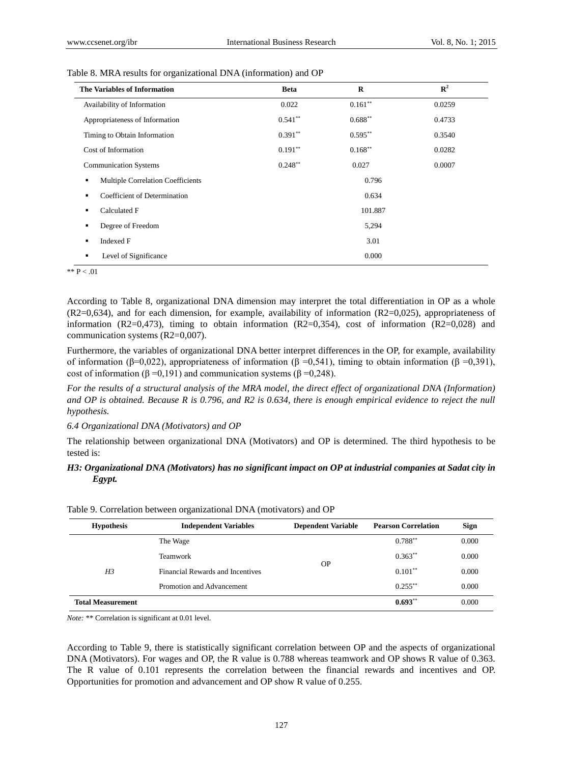Table 8. MRA results for organizational DNA (information) and OP

| The Variables of Information | Beta | R | $R^2$ |
|---|---|---|---|
| Availability of Information | 0.022 | $0.161^{**}$ | 0.0259 |
| Appropriateness of Information | $0.541^{**}$ | $0.688^{**}$ | 0.4733 |
| Timing to Obtain Information | $0.391^{**}$ | $0.595^{**}$ | 0.3540 |
| Cost of Information | $0.191^{**}$ | $0.168^{**}$ | 0.0282 |
| Communication Systems | $0.248^{**}$ | 0.027 | 0.0007 |
| ▪ Multiple Correlation Coefficients | | 0.796 | |
| ▪ Coefficient of Determination | | 0.634 | |
| ▪ Calculated F | | 101.887 | |
| ▪ Degree of Freedom | | 5,294 | |
| ▪ Indexed F | | 3.01 | |
| ▪ Level of Significance | | 0.000 | |

** $P < .01$

According to Table 8, organizational DNA dimension may interpret the total differentiation in OP as a whole (R2=0,634), and for each dimension, for example, availability of information (R2=0,025), appropriateness of information (R2=0,473), timing to obtain information (R2=0,354), cost of information (R2=0,028) and communication systems (R2=0,007).

Furthermore, the variables of organizational DNA better interpret differences in the OP, for example, availability of information (β=0,022), appropriateness of information (β =0,541), timing to obtain information (β =0,391), cost of information (β =0,191) and communication systems (β =0,248).

*For the results of a structural analysis of the MRA model, the direct effect of organizational DNA (Information) and OP is obtained. Because R is 0.796, and R2 is 0.634, there is enough empirical evidence to reject the null hypothesis.*

### *6.4 Organizational DNA (Motivators) and OP*

The relationship between organizational DNA (Motivators) and OP is determined. The third hypothesis to be tested is:

***H3: Organizational DNA (Motivators) has no significant impact on OP at industrial companies at Sadat city in Egypt.***

Table 9. Correlation between organizational DNA (motivators) and OP

| Hypothesis | Independent Variables | Dependent Variable | Pearson Correlation | Sign |
|---|---|---|---|---|
| | The Wage | | $0.788^{**}$ | 0.000 |
| | Teamwork | | $0.363^{**}$ | 0.000 |
| *H3* | Financial Rewards and Incentives | OP | $0.101^{**}$ | 0.000 |
| | Promotion and Advancement | | $0.255^{**}$ | 0.000 |
| **Total Measurement** | | | **$0.693^{**}$** | 0.000 |

*Note:* ** Correlation is significant at 0.01 level.

According to Table 9, there is statistically significant correlation between OP and the aspects of organizational DNA (Motivators). For wages and OP, the R value is 0.788 whereas teamwork and OP shows R value of 0.363. The R value of 0.101 represents the correlation between the financial rewards and incentives and OP. Opportunities for promotion and advancement and OP show R value of 0.255.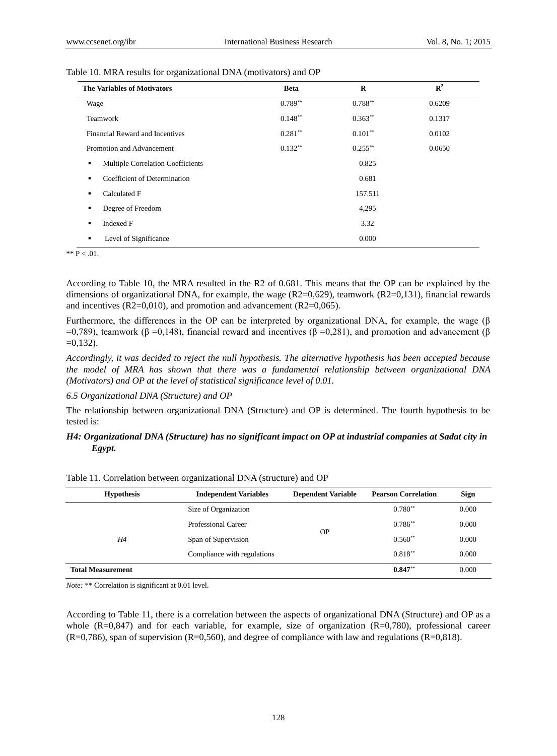Table 10. MRA results for organizational DNA (motivators) and OP

| The Variables of Motivators | Beta | R | $R^2$ |
|---|---|---|---|
| Wage | $0.789^{**}$ | $0.788^{**}$ | 0.6209 |
| Teamwork | $0.148^{**}$ | $0.363^{**}$ | 0.1317 |
| Financial Reward and Incentives | $0.281^{**}$ | $0.101^{**}$ | 0.0102 |
| Promotion and Advancement | $0.132^{**}$ | $0.255^{**}$ | 0.0650 |
| ▪ Multiple Correlation Coefficients | | 0.825 | |
| ▪ Coefficient of Determination | | 0.681 | |
| ▪ Calculated F | | 157.511 | |
| ▪ Degree of Freedom | | 4,295 | |
| ▪ Indexed F | | 3.32 | |
| ▪ Level of Significance | | 0.000 | |

** $P < .01$.

According to Table 10, the MRA resulted in the R2 of 0.681. This means that the OP can be explained by the dimensions of organizational DNA, for example, the wage (R2=0,629), teamwork (R2=0,131), financial rewards and incentives (R2=0,010), and promotion and advancement (R2=0,065).

Furthermore, the differences in the OP can be interpreted by organizational DNA, for example, the wage (β =0,789), teamwork (β =0,148), financial reward and incentives (β =0,281), and promotion and advancement (β =0,132).

*Accordingly, it was decided to reject the null hypothesis. The alternative hypothesis has been accepted because the model of MRA has shown that there was a fundamental relationship between organizational DNA (Motivators) and OP at the level of statistical significance level of 0.01.*

### *6.5 Organizational DNA (Structure) and OP*

The relationship between organizational DNA (Structure) and OP is determined. The fourth hypothesis to be tested is:

***H4: Organizational DNA (Structure) has no significant impact on OP at industrial companies at Sadat city in Egypt.***

Table 11. Correlation between organizational DNA (structure) and OP

| Hypothesis | Independent Variables | Dependent Variable | Pearson Correlation | Sign |
|---|---|---|---|---|
| *H4* | Size of Organization | OP | $0.780^{**}$ | 0.000 |
| | Professional Career | | $0.786^{**}$ | 0.000 |
| | Span of Supervision | | $0.560^{**}$ | 0.000 |
| | Compliance with regulations | | $0.818^{**}$ | 0.000 |
| **Total Measurement** | | | **$0.847^{**}$** | 0.000 |

*Note:* ** Correlation is significant at 0.01 level.

According to Table 11, there is a correlation between the aspects of organizational DNA (Structure) and OP as a whole (R=0,847) and for each variable, for example, size of organization (R=0,780), professional career (R=0,786), span of supervision (R=0,560), and degree of compliance with law and regulations (R=0,818).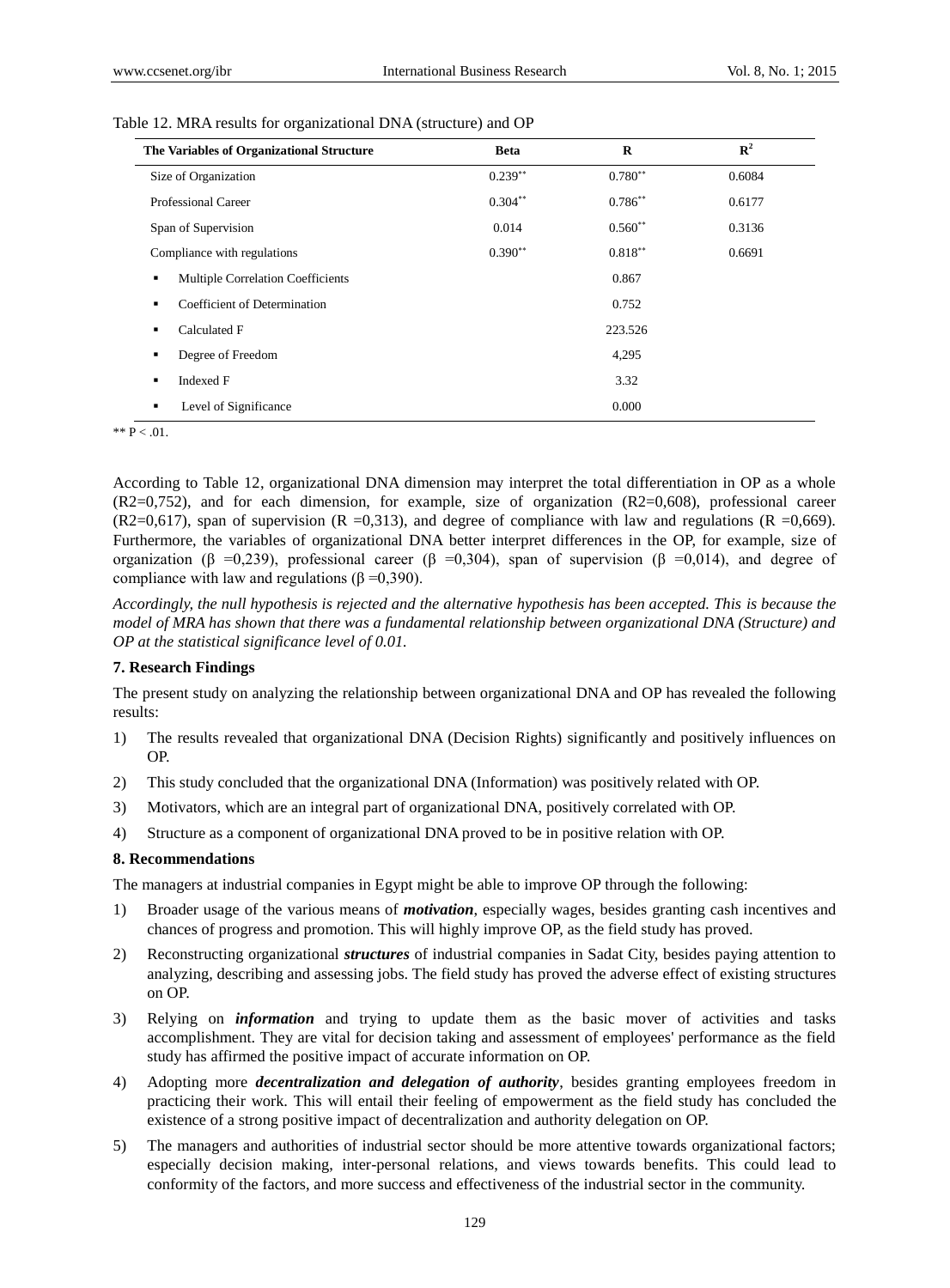Table 12. MRA results for organizational DNA (structure) and OP

| The Variables of Organizational Structure | Beta | R | $R^2$ |
|---|---|---|---|
| Size of Organization | 0.239** | 0.780** | 0.6084 |
| Professional Career | 0.304** | 0.786** | 0.6177 |
| Span of Supervision | 0.014 | 0.560** | 0.3136 |
| Compliance with regulations | 0.390** | 0.818** | 0.6691 |
| ▪ Multiple Correlation Coefficients | | 0.867 | |
| ▪ Coefficient of Determination | | 0.752 | |
| ▪ Calculated F | | 223.526 | |
| ▪ Degree of Freedom | | 4,295 | |
| ▪ Indexed F | | 3.32 | |
| ▪ Level of Significance | | 0.000 | |

** P < .01.

According to Table 12, organizational DNA dimension may interpret the total differentiation in OP as a whole (R2=0,752), and for each dimension, for example, size of organization (R2=0,608), professional career (R2=0,617), span of supervision (R =0,313), and degree of compliance with law and regulations (R =0,669). Furthermore, the variables of organizational DNA better interpret differences in the OP, for example, size of organization (β =0,239), professional career (β =0,304), span of supervision (β =0,014), and degree of compliance with law and regulations (β =0,390).

*Accordingly, the null hypothesis is rejected and the alternative hypothesis has been accepted. This is because the model of MRA has shown that there was a fundamental relationship between organizational DNA (Structure) and OP at the statistical significance level of 0.01.*

### 7. Research Findings

The present study on analyzing the relationship between organizational DNA and OP has revealed the following results:

1) The results revealed that organizational DNA (Decision Rights) significantly and positively influences on OP.
2) This study concluded that the organizational DNA (Information) was positively related with OP.
3) Motivators, which are an integral part of organizational DNA, positively correlated with OP.
4) Structure as a component of organizational DNA proved to be in positive relation with OP.

### 8. Recommendations

The managers at industrial companies in Egypt might be able to improve OP through the following:

1) Broader usage of the various means of ***motivation***, especially wages, besides granting cash incentives and chances of progress and promotion. This will highly improve OP, as the field study has proved.
2) Reconstructing organizational ***structures*** of industrial companies in Sadat City, besides paying attention to analyzing, describing and assessing jobs. The field study has proved the adverse effect of existing structures on OP.
3) Relying on ***information*** and trying to update them as the basic mover of activities and tasks accomplishment. They are vital for decision taking and assessment of employees' performance as the field study has affirmed the positive impact of accurate information on OP.
4) Adopting more ***decentralization and delegation of authority***, besides granting employees freedom in practicing their work. This will entail their feeling of empowerment as the field study has concluded the existence of a strong positive impact of decentralization and authority delegation on OP.
5) The managers and authorities of industrial sector should be more attentive towards organizational factors; especially decision making, inter-personal relations, and views towards benefits. This could lead to conformity of the factors, and more success and effectiveness of the industrial sector in the community.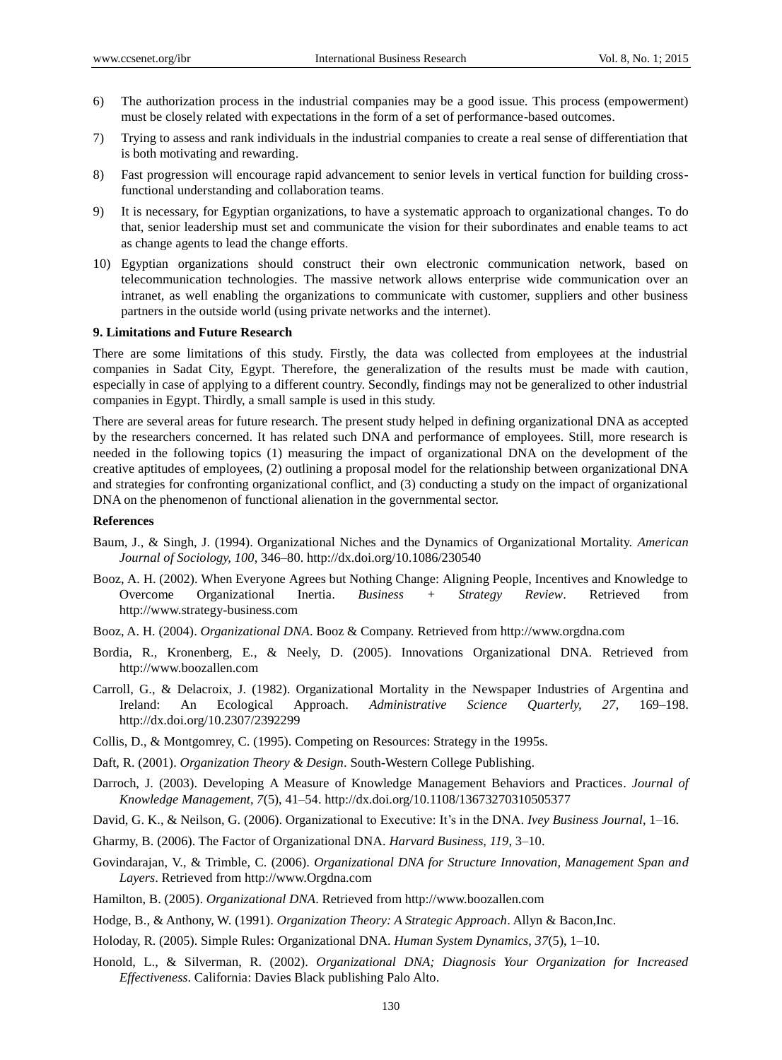6) The authorization process in the industrial companies may be a good issue. This process (empowerment) must be closely related with expectations in the form of a set of performance-based outcomes.
7) Trying to assess and rank individuals in the industrial companies to create a real sense of differentiation that is both motivating and rewarding.
8) Fast progression will encourage rapid advancement to senior levels in vertical function for building cross-functional understanding and collaboration teams.
9) It is necessary, for Egyptian organizations, to have a systematic approach to organizational changes. To do that, senior leadership must set and communicate the vision for their subordinates and enable teams to act as change agents to lead the change efforts.
10) Egyptian organizations should construct their own electronic communication network, based on telecommunication technologies. The massive network allows enterprise wide communication over an intranet, as well enabling the organizations to communicate with customer, suppliers and other business partners in the outside world (using private networks and the internet).

### 9. Limitations and Future Research

There are some limitations of this study. Firstly, the data was collected from employees at the industrial companies in Sadat City, Egypt. Therefore, the generalization of the results must be made with caution, especially in case of applying to a different country. Secondly, findings may not be generalized to other industrial companies in Egypt. Thirdly, a small sample is used in this study.

There are several areas for future research. The present study helped in defining organizational DNA as accepted by the researchers concerned. It has related such DNA and performance of employees. Still, more research is needed in the following topics (1) measuring the impact of organizational DNA on the development of the creative aptitudes of employees, (2) outlining a proposal model for the relationship between organizational DNA and strategies for confronting organizational conflict, and (3) conducting a study on the impact of organizational DNA on the phenomenon of functional alienation in the governmental sector.

### References

Baum, J., & Singh, J. (1994). Organizational Niches and the Dynamics of Organizational Mortality. *American Journal of Sociology, 100*, 346–80. http://dx.doi.org/10.1086/230540

Booz, A. H. (2002). When Everyone Agrees but Nothing Change: Aligning People, Incentives and Knowledge to Overcome Organizational Inertia. *Business + Strategy Review*. Retrieved from http://www.strategy-business.com

Booz, A. H. (2004). *Organizational DNA*. Booz & Company. Retrieved from http://www.orgdna.com

Bordia, R., Kronenberg, E., & Neely, D. (2005). Innovations Organizational DNA. Retrieved from http://www.boozallen.com

Carroll, G., & Delacroix, J. (1982). Organizational Mortality in the Newspaper Industries of Argentina and Ireland: An Ecological Approach. *Administrative Science Quarterly, 27*, 169–198. http://dx.doi.org/10.2307/2392299

Collis, D., & Montgomrey, C. (1995). Competing on Resources: Strategy in the 1995s.

Daft, R. (2001). *Organization Theory & Design*. South-Western College Publishing.

Darroch, J. (2003). Developing A Measure of Knowledge Management Behaviors and Practices. *Journal of Knowledge Management, 7*(5), 41–54. http://dx.doi.org/10.1108/13673270310505377

David, G. K., & Neilson, G. (2006). Organizational to Executive: It's in the DNA. *Ivey Business Journal*, 1–16.

Gharmy, B. (2006). The Factor of Organizational DNA. *Harvard Business, 119*, 3–10.

Govindarajan, V., & Trimble, C. (2006). *Organizational DNA for Structure Innovation, Management Span and Layers*. Retrieved from http://www.Orgdna.com

Hamilton, B. (2005). *Organizational DNA*. Retrieved from http://www.boozallen.com

Hodge, B., & Anthony, W. (1991). *Organization Theory: A Strategic Approach*. Allyn & Bacon,Inc.

Holoday, R. (2005). Simple Rules: Organizational DNA. *Human System Dynamics, 37*(5), 1–10.

Honold, L., & Silverman, R. (2002). *Organizational DNA; Diagnosis Your Organization for Increased Effectiveness*. California: Davies Black publishing Palo Alto.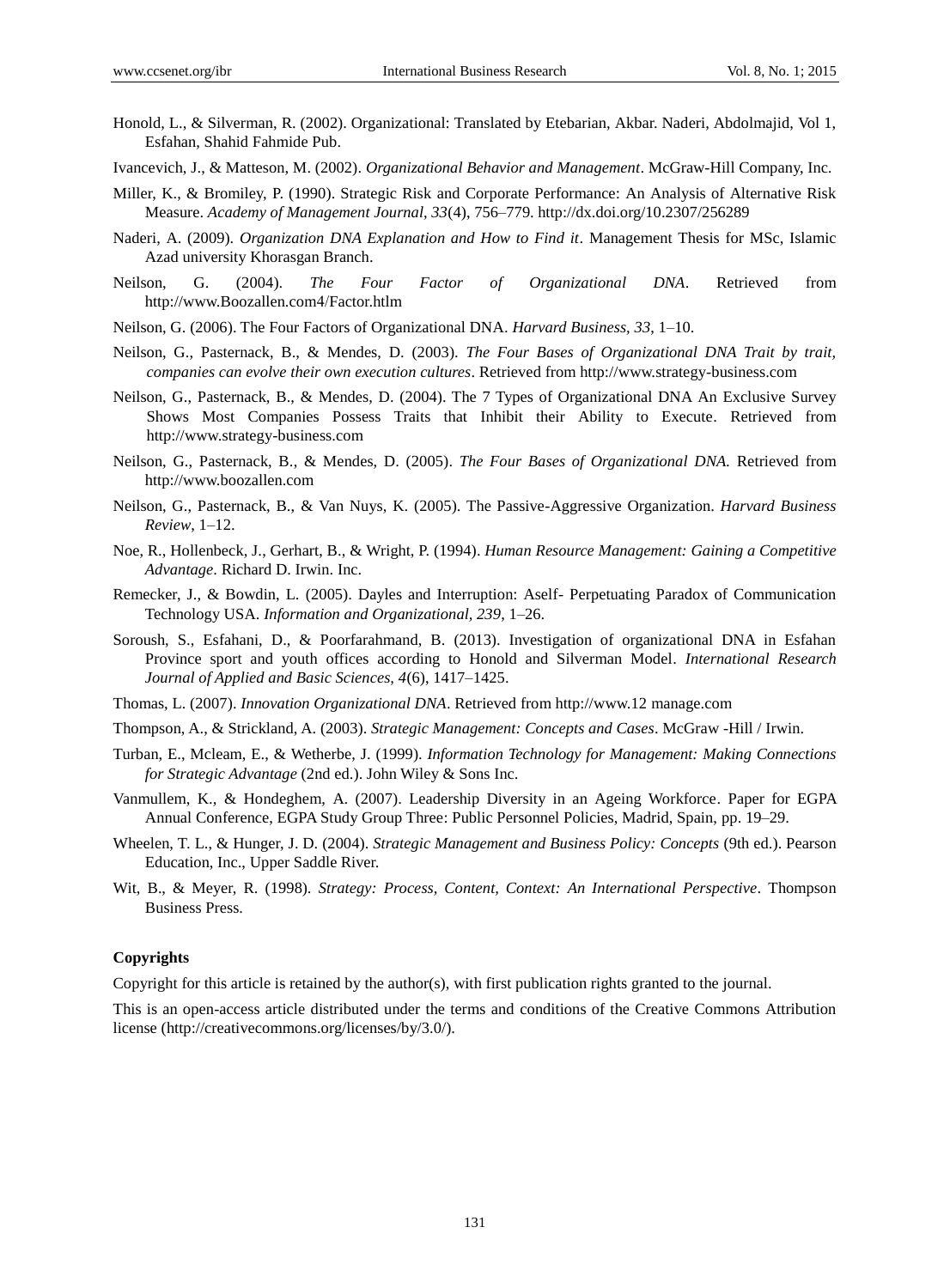Honold, L., & Silverman, R. (2002). Organizational: Translated by Etebarian, Akbar. Naderi, Abdolmajid, Vol 1, Esfahan, Shahid Fahmide Pub.

Ivancevich, J., & Matteson, M. (2002). *Organizational Behavior and Management*. McGraw-Hill Company, Inc.

Miller, K., & Bromiley, P. (1990). Strategic Risk and Corporate Performance: An Analysis of Alternative Risk Measure. *Academy of Management Journal, 33*(4), 756–779. http://dx.doi.org/10.2307/256289

Naderi, A. (2009). *Organization DNA Explanation and How to Find it*. Management Thesis for MSc, Islamic Azad university Khorasgan Branch.

Neilson, G. (2004). *The Four Factor of Organizational DNA*. Retrieved from http://www.Boozallen.com4/Factor.htlm

Neilson, G. (2006). The Four Factors of Organizational DNA. *Harvard Business, 33*, 1–10.

Neilson, G., Pasternack, B., & Mendes, D. (2003). *The Four Bases of Organizational DNA Trait by trait, companies can evolve their own execution cultures*. Retrieved from http://www.strategy-business.com

Neilson, G., Pasternack, B., & Mendes, D. (2004). The 7 Types of Organizational DNA An Exclusive Survey Shows Most Companies Possess Traits that Inhibit their Ability to Execute. Retrieved from http://www.strategy-business.com

Neilson, G., Pasternack, B., & Mendes, D. (2005). *The Four Bases of Organizational DNA*. Retrieved from http://www.boozallen.com

Neilson, G., Pasternack, B., & Van Nuys, K. (2005). The Passive-Aggressive Organization. *Harvard Business Review*, 1–12.

Noe, R., Hollenbeck, J., Gerhart, B., & Wright, P. (1994). *Human Resource Management: Gaining a Competitive Advantage*. Richard D. Irwin. Inc.

Remecker, J., & Bowdin, L. (2005). Dayles and Interruption: Aself- Perpetuating Paradox of Communication Technology USA. *Information and Organizational, 239*, 1–26.

Soroush, S., Esfahani, D., & Poorfarahmand, B. (2013). Investigation of organizational DNA in Esfahan Province sport and youth offices according to Honold and Silverman Model. *International Research Journal of Applied and Basic Sciences, 4*(6), 1417–1425.

Thomas, L. (2007). *Innovation Organizational DNA*. Retrieved from http://www.12 manage.com

Thompson, A., & Strickland, A. (2003). *Strategic Management: Concepts and Cases*. McGraw -Hill / Irwin.

Turban, E., Mcleam, E., & Wetherbe, J. (1999). *Information Technology for Management: Making Connections for Strategic Advantage* (2nd ed.). John Wiley & Sons Inc.

Vanmullem, K., & Hondeghem, A. (2007). Leadership Diversity in an Ageing Workforce. Paper for EGPA Annual Conference, EGPA Study Group Three: Public Personnel Policies, Madrid, Spain, pp. 19–29.

Wheelen, T. L., & Hunger, J. D. (2004). *Strategic Management and Business Policy: Concepts* (9th ed.). Pearson Education, Inc., Upper Saddle River.

Wit, B., & Meyer, R. (1998). *Strategy: Process, Content, Context: An International Perspective*. Thompson Business Press.

## Copyrights

Copyright for this article is retained by the author(s), with first publication rights granted to the journal.

This is an open-access article distributed under the terms and conditions of the Creative Commons Attribution license (http://creativecommons.org/licenses/by/3.0/).